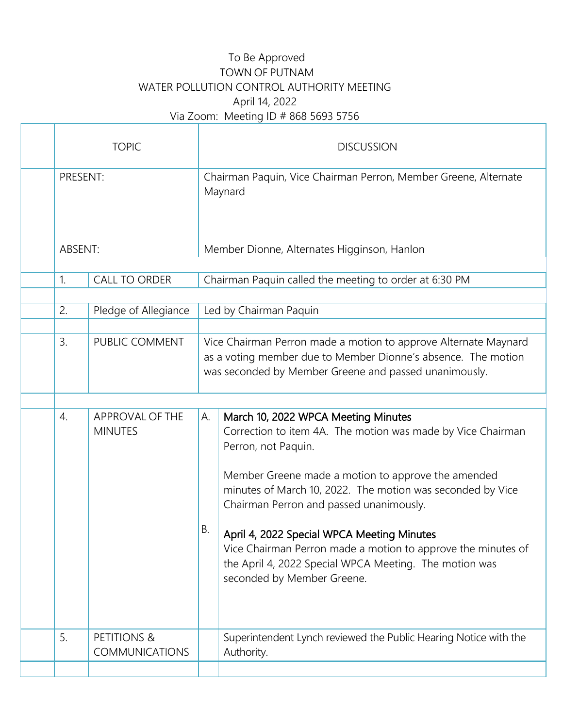To Be Approved

TOWN OF PUTNAM

WATER POLLUTION CONTROL AUTHORITY MEETING

April 14, 2022

Via Zoom: Meeting ID # 868 5693 5756

| | TOPIC | | DISCUSSION | |
|---|---|---|---|---|
| | PRESENT: | | Chairman Paquin, Vice Chairman Perron, Member Greene, Alternate Maynard | |
| | ABSENT: | | Member Dionne, Alternates Higginson, Hanlon | |
| | 1. | CALL TO ORDER | Chairman Paquin called the meeting to order at 6:30 PM | |
| | 2. | Pledge of Allegiance | Led by Chairman Paquin | |
| | 3. | PUBLIC COMMENT | Vice Chairman Perron made a motion to approve Alternate Maynard as a voting member due to Member Dionne's absence. The motion was seconded by Member Greene and passed unanimously. | |
| | 4. | APPROVAL OF THE MINUTES | A. | **March 10, 2022 WPCA Meeting Minutes**<br>Correction to item 4A. The motion was made by Vice Chairman Perron, not Paquin.<br><br>Member Greene made a motion to approve the amended minutes of March 10, 2022. The motion was seconded by Vice Chairman Perron and passed unanimously. |
| | | | B. | **April 4, 2022 Special WPCA Meeting Minutes**<br>Vice Chairman Perron made a motion to approve the minutes of the April 4, 2022 Special WPCA Meeting. The motion was seconded by Member Greene. |
| | 5. | PETITIONS & COMMUNICATIONS | | Superintendent Lynch reviewed the Public Hearing Notice with the Authority. |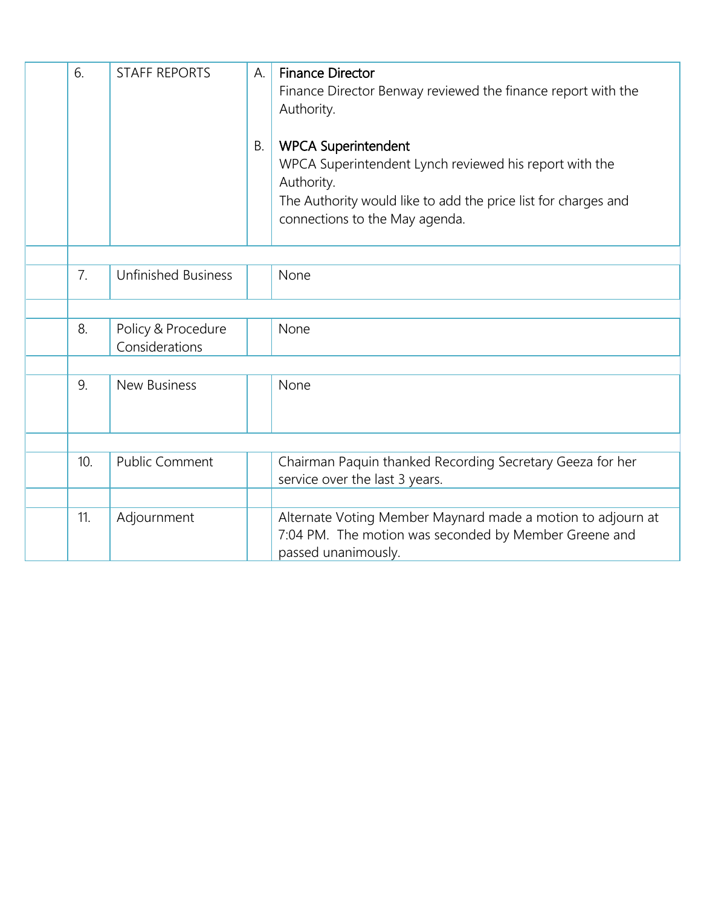| | | | | |
|---|---|---|---|---|
| | 6. | STAFF REPORTS | A. | **Finance Director**<br>Finance Director Benway reviewed the finance report with the Authority. |
| | | | B. | **WPCA Superintendent**<br>WPCA Superintendent Lynch reviewed his report with the Authority.<br>The Authority would like to add the price list for charges and connections to the May agenda. |
| | | | | |
| | 7. | Unfinished Business | | None |
| | | | | |
| | 8. | Policy & Procedure Considerations | | None |
| | | | | |
| | 9. | New Business | | None |
| | | | | |
| | 10. | Public Comment | | Chairman Paquin thanked Recording Secretary Geeza for her service over the last 3 years. |
| | | | | |
| | 11. | Adjournment | | Alternate Voting Member Maynard made a motion to adjourn at 7:04 PM. The motion was seconded by Member Greene and passed unanimously. |